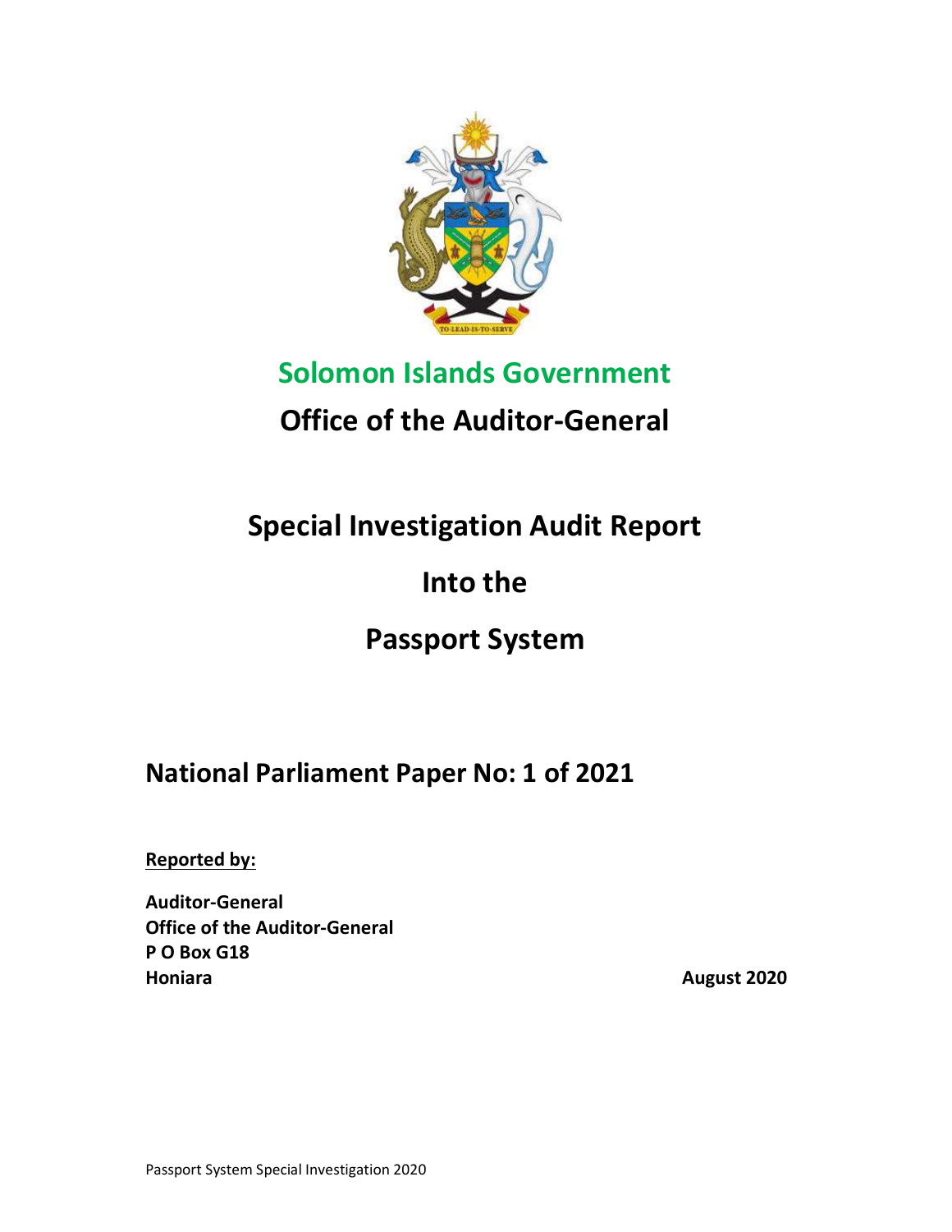# Solomon Islands Government

## Office of the Auditor-General

# Special Investigation Audit Report

# Into the

# Passport System

## National Parliament Paper No: 1 of 2021

**Reported by:**

**Auditor-General**
**Office of the Auditor-General**
**P O Box G18**
**Honiara**

**August 2020**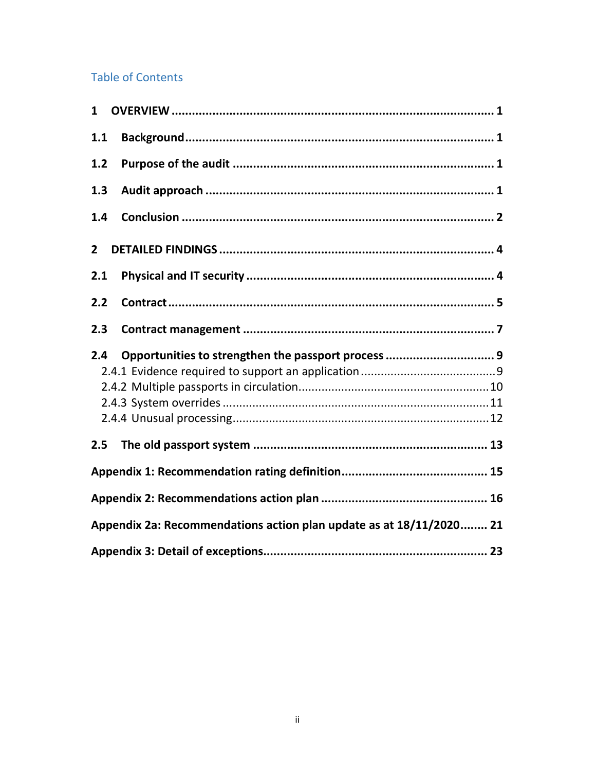## Table of Contents

**1 OVERVIEW** ........ 1

**1.1 Background** ........ 1

**1.2 Purpose of the audit** ........ 1

**1.3 Audit approach** ........ 1

**1.4 Conclusion** ........ 2

**2 DETAILED FINDINGS** ........ 4

**2.1 Physical and IT security** ........ 4

**2.2 Contract** ........ 5

**2.3 Contract management** ........ 7

**2.4 Opportunities to strengthen the passport process** ........ 9

- 2.4.1 Evidence required to support an application ........ 9
- 2.4.2 Multiple passports in circulation ........ 10
- 2.4.3 System overrides ........ 11
- 2.4.4 Unusual processing ........ 12

**2.5 The old passport system** ........ 13

**Appendix 1: Recommendation rating definition** ........ 15

**Appendix 2: Recommendations action plan** ........ 16

**Appendix 2a: Recommendations action plan update as at 18/11/2020** ........ 21

**Appendix 3: Detail of exceptions** ........ 23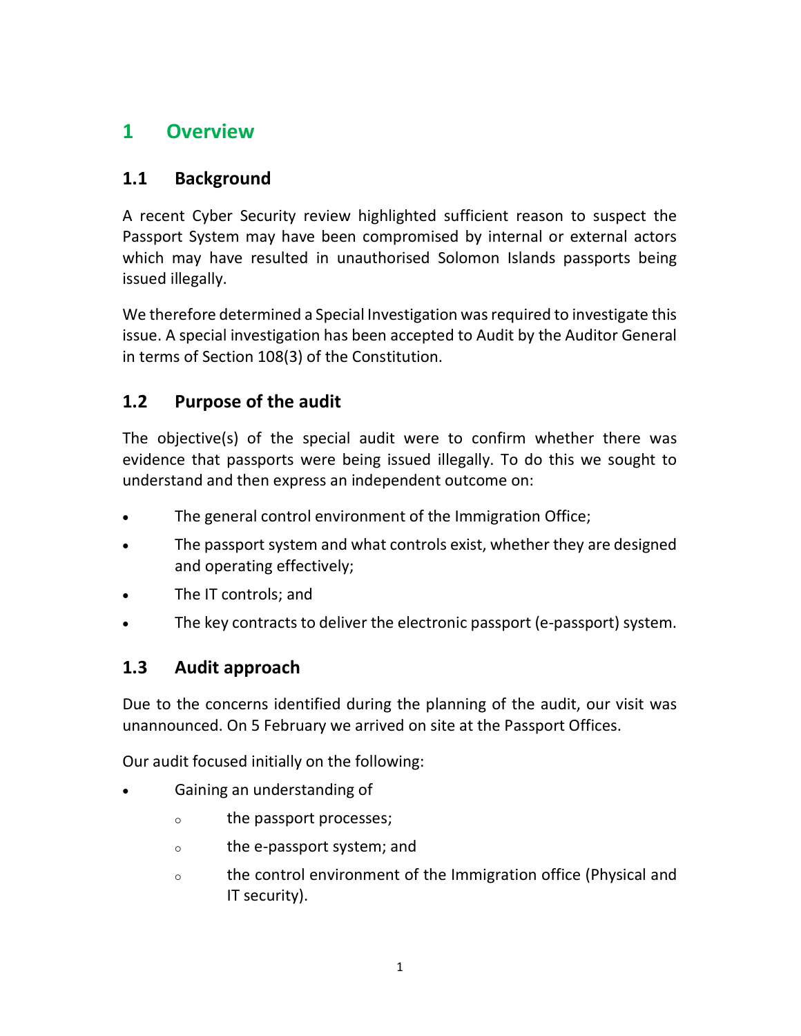# 1 Overview

## 1.1 Background

A recent Cyber Security review highlighted sufficient reason to suspect the Passport System may have been compromised by internal or external actors which may have resulted in unauthorised Solomon Islands passports being issued illegally.

We therefore determined a Special Investigation was required to investigate this issue. A special investigation has been accepted to Audit by the Auditor General in terms of Section 108(3) of the Constitution.

## 1.2 Purpose of the audit

The objective(s) of the special audit were to confirm whether there was evidence that passports were being issued illegally. To do this we sought to understand and then express an independent outcome on:

- The general control environment of the Immigration Office;
- The passport system and what controls exist, whether they are designed and operating effectively;
- The IT controls; and
- The key contracts to deliver the electronic passport (e-passport) system.

## 1.3 Audit approach

Due to the concerns identified during the planning of the audit, our visit was unannounced. On 5 February we arrived on site at the Passport Offices.

Our audit focused initially on the following:

- Gaining an understanding of
  - the passport processes;
  - the e-passport system; and
  - the control environment of the Immigration office (Physical and IT security).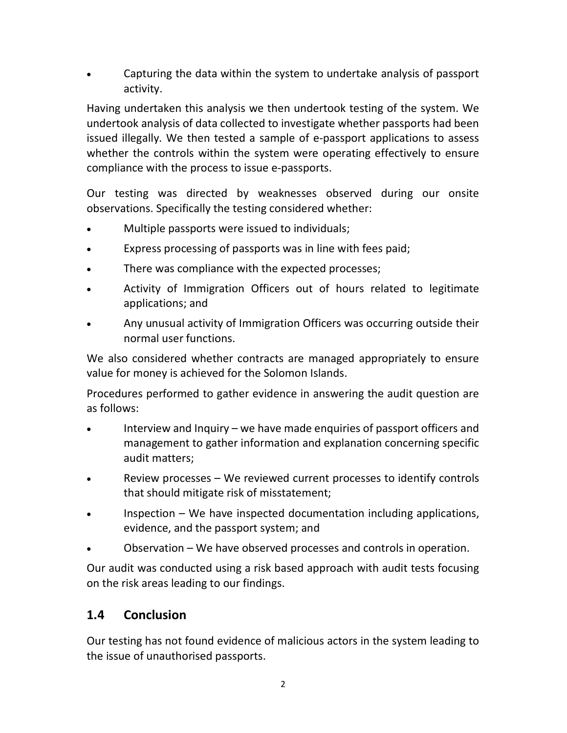- Capturing the data within the system to undertake analysis of passport activity.

Having undertaken this analysis we then undertook testing of the system. We undertook analysis of data collected to investigate whether passports had been issued illegally. We then tested a sample of e-passport applications to assess whether the controls within the system were operating effectively to ensure compliance with the process to issue e-passports.

Our testing was directed by weaknesses observed during our onsite observations. Specifically the testing considered whether:

- Multiple passports were issued to individuals;
- Express processing of passports was in line with fees paid;
- There was compliance with the expected processes;
- Activity of Immigration Officers out of hours related to legitimate applications; and
- Any unusual activity of Immigration Officers was occurring outside their normal user functions.

We also considered whether contracts are managed appropriately to ensure value for money is achieved for the Solomon Islands.

Procedures performed to gather evidence in answering the audit question are as follows:

- Interview and Inquiry – we have made enquiries of passport officers and management to gather information and explanation concerning specific audit matters;
- Review processes – We reviewed current processes to identify controls that should mitigate risk of misstatement;
- Inspection – We have inspected documentation including applications, evidence, and the passport system; and
- Observation – We have observed processes and controls in operation.

Our audit was conducted using a risk based approach with audit tests focusing on the risk areas leading to our findings.

## 1.4 Conclusion

Our testing has not found evidence of malicious actors in the system leading to the issue of unauthorised passports.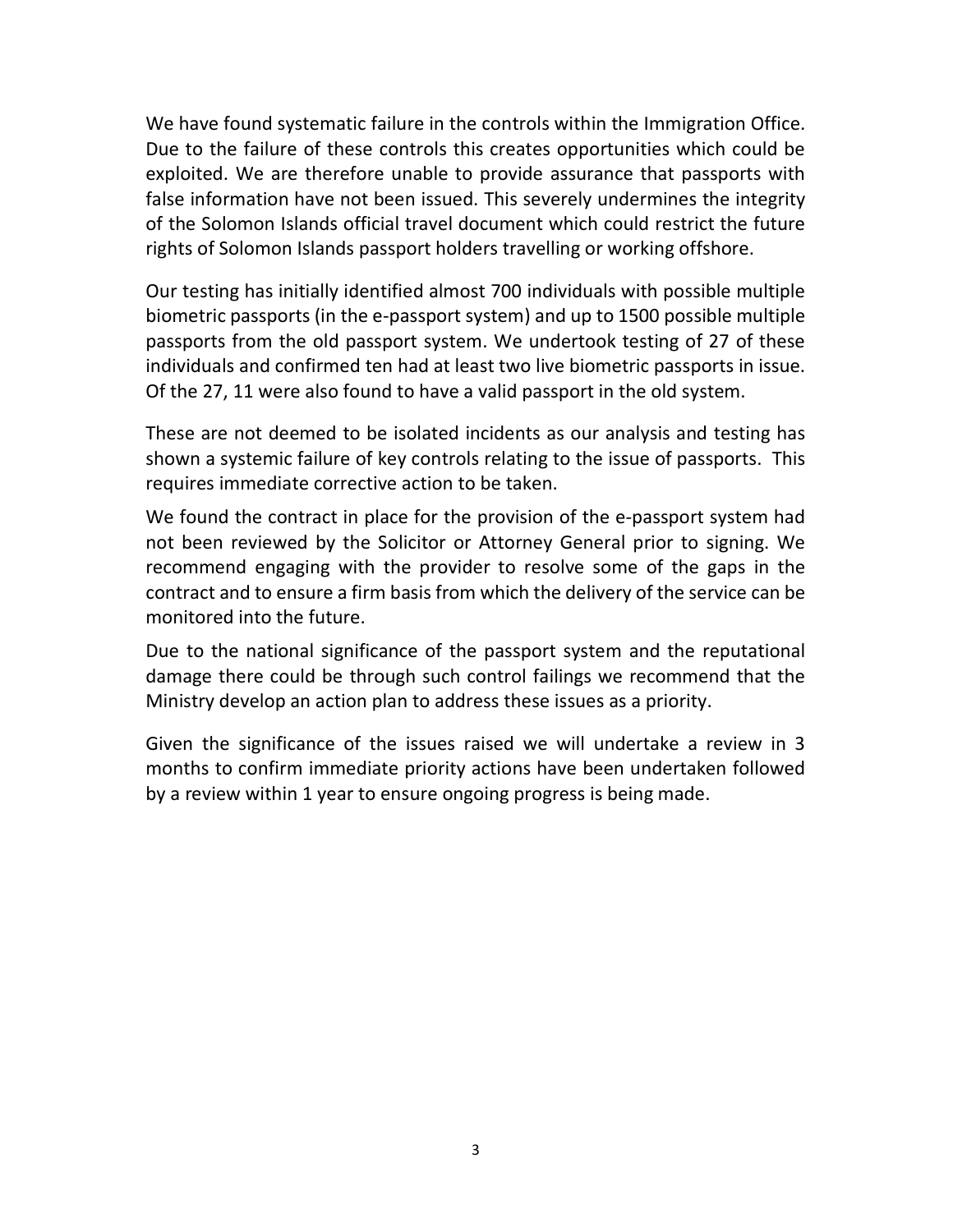We have found systematic failure in the controls within the Immigration Office. Due to the failure of these controls this creates opportunities which could be exploited. We are therefore unable to provide assurance that passports with false information have not been issued. This severely undermines the integrity of the Solomon Islands official travel document which could restrict the future rights of Solomon Islands passport holders travelling or working offshore.

Our testing has initially identified almost 700 individuals with possible multiple biometric passports (in the e-passport system) and up to 1500 possible multiple passports from the old passport system. We undertook testing of 27 of these individuals and confirmed ten had at least two live biometric passports in issue. Of the 27, 11 were also found to have a valid passport in the old system.

These are not deemed to be isolated incidents as our analysis and testing has shown a systemic failure of key controls relating to the issue of passports. This requires immediate corrective action to be taken.

We found the contract in place for the provision of the e-passport system had not been reviewed by the Solicitor or Attorney General prior to signing. We recommend engaging with the provider to resolve some of the gaps in the contract and to ensure a firm basis from which the delivery of the service can be monitored into the future.

Due to the national significance of the passport system and the reputational damage there could be through such control failings we recommend that the Ministry develop an action plan to address these issues as a priority.

Given the significance of the issues raised we will undertake a review in 3 months to confirm immediate priority actions have been undertaken followed by a review within 1 year to ensure ongoing progress is being made.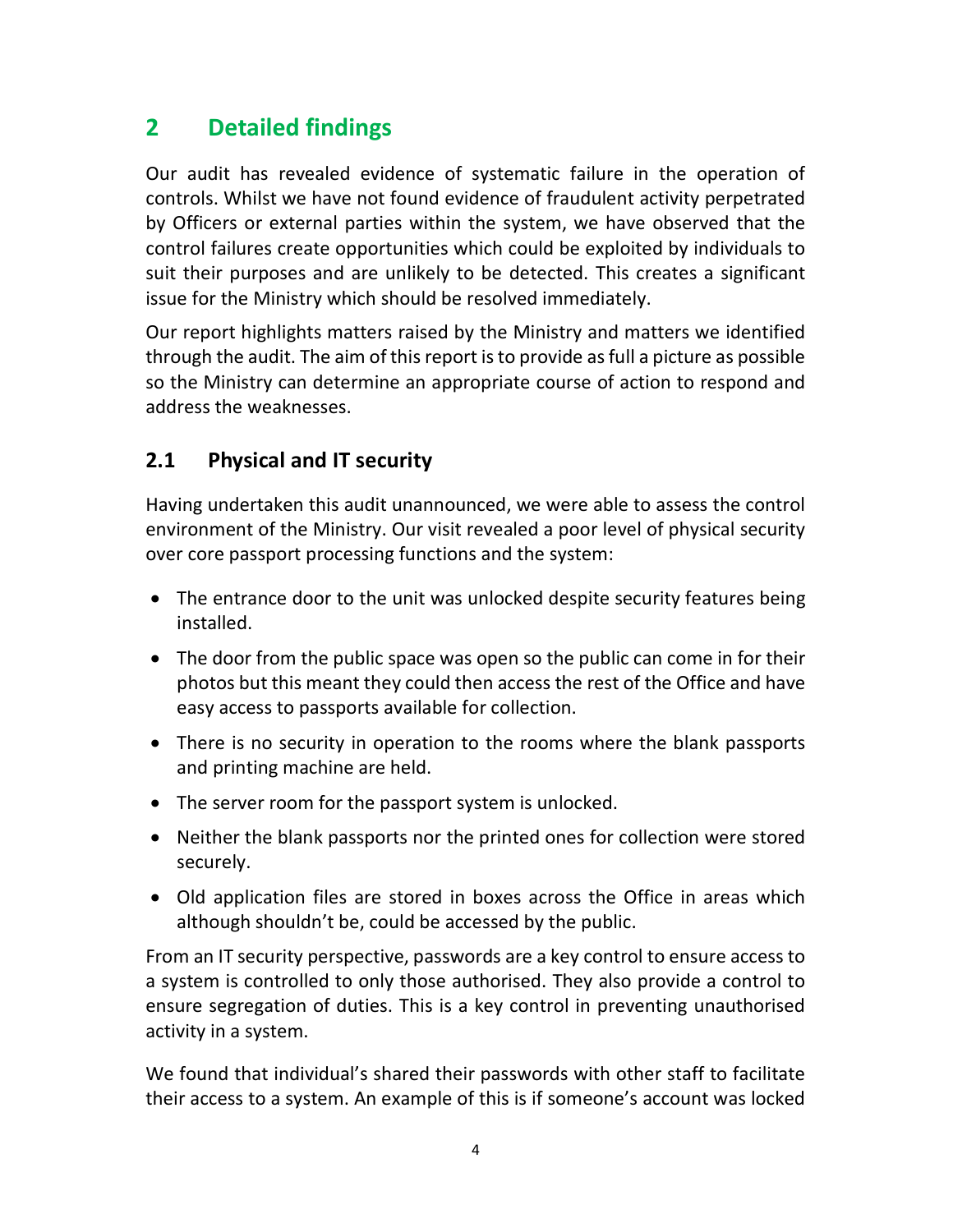## 2 Detailed findings

Our audit has revealed evidence of systematic failure in the operation of controls. Whilst we have not found evidence of fraudulent activity perpetrated by Officers or external parties within the system, we have observed that the control failures create opportunities which could be exploited by individuals to suit their purposes and are unlikely to be detected. This creates a significant issue for the Ministry which should be resolved immediately.

Our report highlights matters raised by the Ministry and matters we identified through the audit. The aim of this report is to provide as full a picture as possible so the Ministry can determine an appropriate course of action to respond and address the weaknesses.

### 2.1 Physical and IT security

Having undertaken this audit unannounced, we were able to assess the control environment of the Ministry. Our visit revealed a poor level of physical security over core passport processing functions and the system:

- The entrance door to the unit was unlocked despite security features being installed.
- The door from the public space was open so the public can come in for their photos but this meant they could then access the rest of the Office and have easy access to passports available for collection.
- There is no security in operation to the rooms where the blank passports and printing machine are held.
- The server room for the passport system is unlocked.
- Neither the blank passports nor the printed ones for collection were stored securely.
- Old application files are stored in boxes across the Office in areas which although shouldn't be, could be accessed by the public.

From an IT security perspective, passwords are a key control to ensure access to a system is controlled to only those authorised. They also provide a control to ensure segregation of duties. This is a key control in preventing unauthorised activity in a system.

We found that individual's shared their passwords with other staff to facilitate their access to a system. An example of this is if someone's account was locked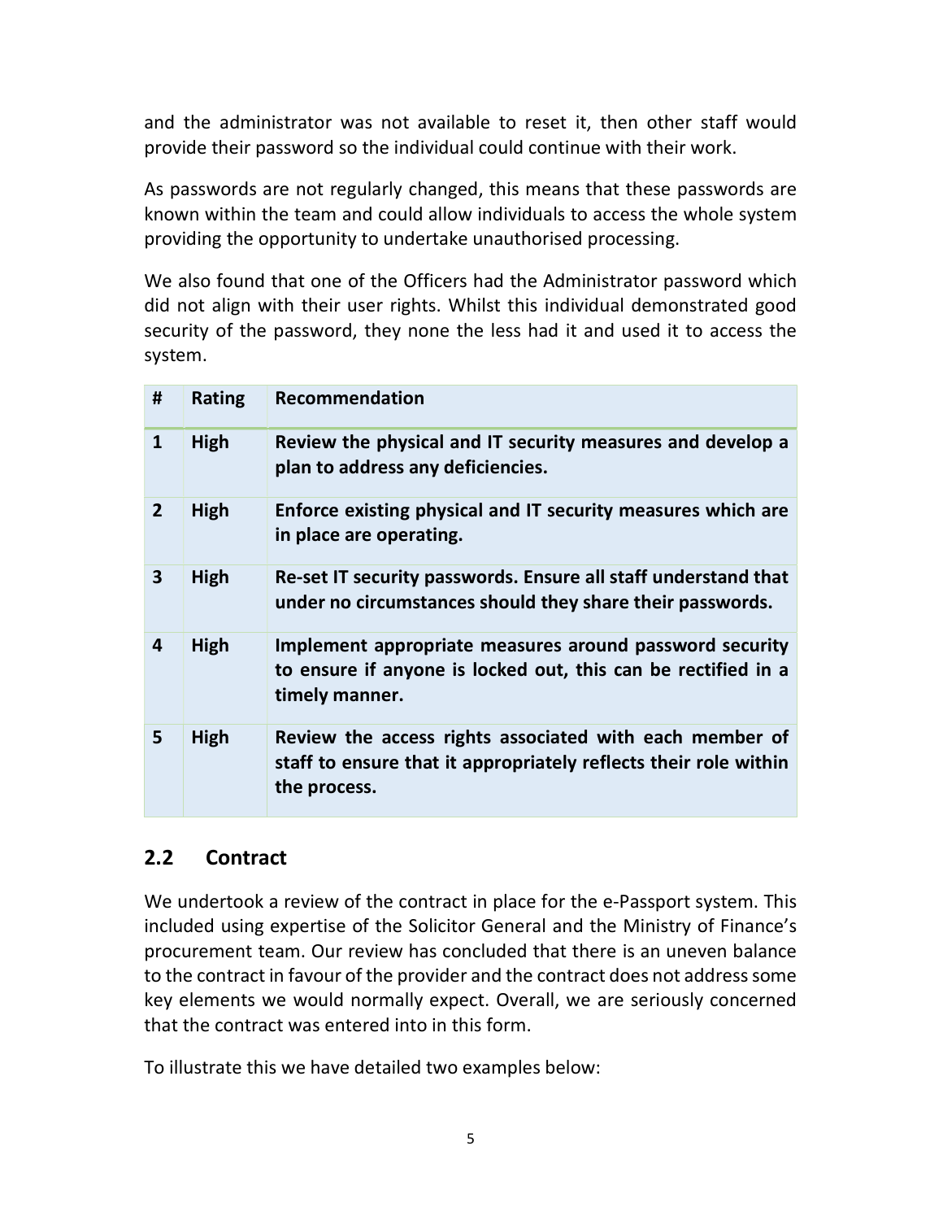and the administrator was not available to reset it, then other staff would provide their password so the individual could continue with their work.

As passwords are not regularly changed, this means that these passwords are known within the team and could allow individuals to access the whole system providing the opportunity to undertake unauthorised processing.

We also found that one of the Officers had the Administrator password which did not align with their user rights. Whilst this individual demonstrated good security of the password, they none the less had it and used it to access the system.

| # | Rating | Recommendation |
|---|---|---|
| **1** | **High** | **Review the physical and IT security measures and develop a plan to address any deficiencies.** |
| **2** | **High** | **Enforce existing physical and IT security measures which are in place are operating.** |
| **3** | **High** | **Re-set IT security passwords. Ensure all staff understand that under no circumstances should they share their passwords.** |
| **4** | **High** | **Implement appropriate measures around password security to ensure if anyone is locked out, this can be rectified in a timely manner.** |
| **5** | **High** | **Review the access rights associated with each member of staff to ensure that it appropriately reflects their role within the process.** |

## 2.2 Contract

We undertook a review of the contract in place for the e-Passport system. This included using expertise of the Solicitor General and the Ministry of Finance's procurement team. Our review has concluded that there is an uneven balance to the contract in favour of the provider and the contract does not address some key elements we would normally expect. Overall, we are seriously concerned that the contract was entered into in this form.

To illustrate this we have detailed two examples below: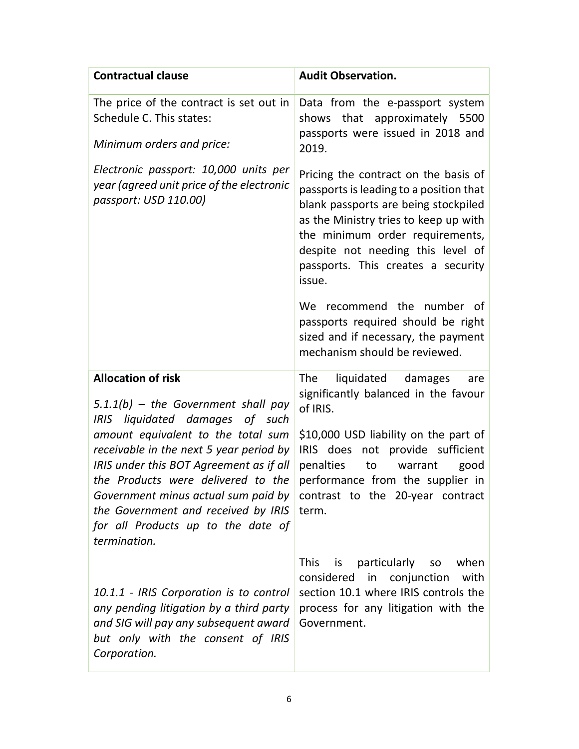| **Contractual clause** | **Audit Observation.** |
|---|---|
| The price of the contract is set out in Schedule C. This states:<br><br>*Minimum orders and price:*<br><br>*Electronic passport: 10,000 units per year (agreed unit price of the electronic passport: USD 110.00)* | Data from the e-passport system shows that approximately 5500 passports were issued in 2018 and 2019.<br><br>Pricing the contract on the basis of passports is leading to a position that blank passports are being stockpiled as the Ministry tries to keep up with the minimum order requirements, despite not needing this level of passports. This creates a security issue.<br><br>We recommend the number of passports required should be right sized and if necessary, the payment mechanism should be reviewed. |
| **Allocation of risk**<br><br>*5.1.1(b) – the Government shall pay IRIS liquidated damages of such amount equivalent to the total sum receivable in the next 5 year period by IRIS under this BOT Agreement as if all the Products were delivered to the Government minus actual sum paid by the Government and received by IRIS for all Products up to the date of termination.*<br><br>*10.1.1 - IRIS Corporation is to control any pending litigation by a third party and SIG will pay any subsequent award but only with the consent of IRIS Corporation.* | The liquidated damages are significantly balanced in the favour of IRIS.<br><br>$10,000 USD liability on the part of IRIS does not provide sufficient penalties to warrant good performance from the supplier in contrast to the 20-year contract term.<br><br>This is particularly so when considered in conjunction with section 10.1 where IRIS controls the process for any litigation with the Government. |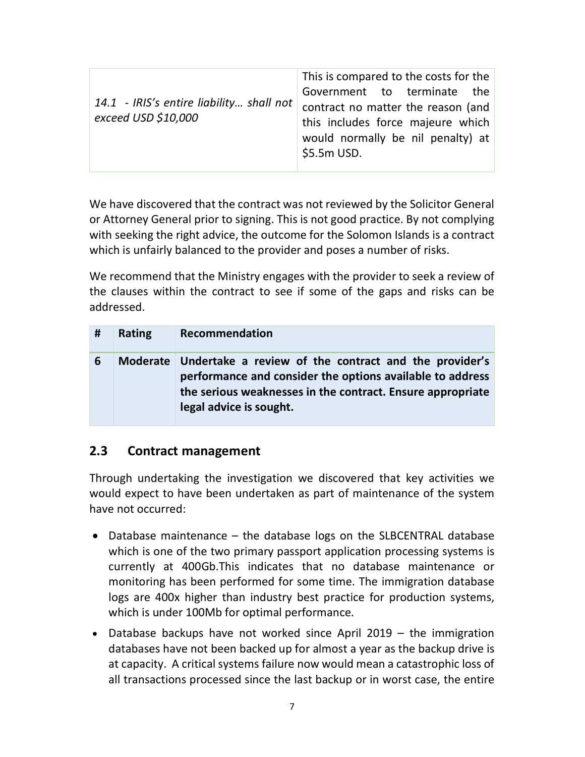| | |
|---|---|
| *14.1 - IRIS's entire liability… shall not exceed USD $10,000* | This is compared to the costs for the Government to terminate the contract no matter the reason (and this includes force majeure which would normally be nil penalty) at $5.5m USD. |

We have discovered that the contract was not reviewed by the Solicitor General or Attorney General prior to signing. This is not good practice. By not complying with seeking the right advice, the outcome for the Solomon Islands is a contract which is unfairly balanced to the provider and poses a number of risks.

We recommend that the Ministry engages with the provider to seek a review of the clauses within the contract to see if some of the gaps and risks can be addressed.

| # | Rating | Recommendation |
|---|---|---|
| **6** | **Moderate** | **Undertake a review of the contract and the provider's performance and consider the options available to address the serious weaknesses in the contract. Ensure appropriate legal advice is sought.** |

## 2.3 Contract management

Through undertaking the investigation we discovered that key activities we would expect to have been undertaken as part of maintenance of the system have not occurred:

- Database maintenance – the database logs on the SLBCENTRAL database which is one of the two primary passport application processing systems is currently at 400Gb.This indicates that no database maintenance or monitoring has been performed for some time. The immigration database logs are 400x higher than industry best practice for production systems, which is under 100Mb for optimal performance.
- Database backups have not worked since April 2019 – the immigration databases have not been backed up for almost a year as the backup drive is at capacity. A critical systems failure now would mean a catastrophic loss of all transactions processed since the last backup or in worst case, the entire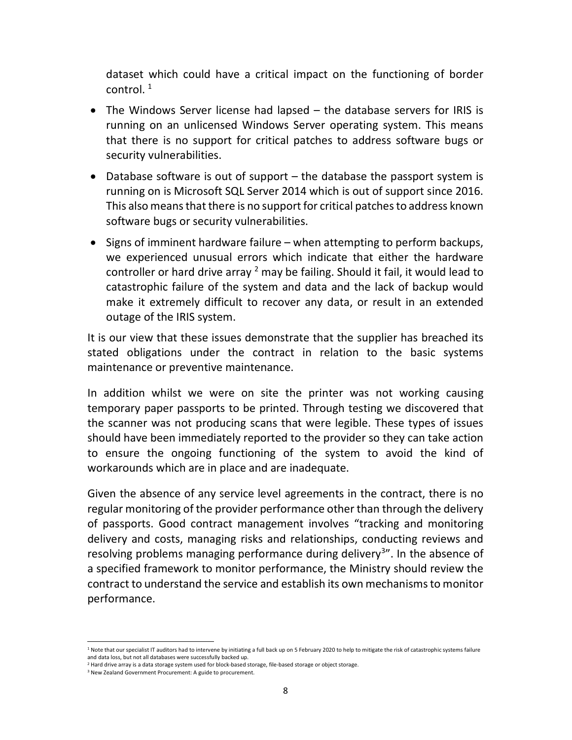dataset which could have a critical impact on the functioning of border control. [1]

- The Windows Server license had lapsed – the database servers for IRIS is running on an unlicensed Windows Server operating system. This means that there is no support for critical patches to address software bugs or security vulnerabilities.
- Database software is out of support – the database the passport system is running on is Microsoft SQL Server 2014 which is out of support since 2016. This also means that there is no support for critical patches to address known software bugs or security vulnerabilities.
- Signs of imminent hardware failure – when attempting to perform backups, we experienced unusual errors which indicate that either the hardware controller or hard drive array [2] may be failing. Should it fail, it would lead to catastrophic failure of the system and data and the lack of backup would make it extremely difficult to recover any data, or result in an extended outage of the IRIS system.

It is our view that these issues demonstrate that the supplier has breached its stated obligations under the contract in relation to the basic systems maintenance or preventive maintenance.

In addition whilst we were on site the printer was not working causing temporary paper passports to be printed. Through testing we discovered that the scanner was not producing scans that were legible. These types of issues should have been immediately reported to the provider so they can take action to ensure the ongoing functioning of the system to avoid the kind of workarounds which are in place and are inadequate.

Given the absence of any service level agreements in the contract, there is no regular monitoring of the provider performance other than through the delivery of passports. Good contract management involves "tracking and monitoring delivery and costs, managing risks and relationships, conducting reviews and resolving problems managing performance during delivery[3]". In the absence of a specified framework to monitor performance, the Ministry should review the contract to understand the service and establish its own mechanisms to monitor performance.

---

[1] Note that our specialist IT auditors had to intervene by initiating a full back up on 5 February 2020 to help to mitigate the risk of catastrophic systems failure and data loss, but not all databases were successfully backed up.

[2] Hard drive array is a data storage system used for block-based storage, file-based storage or object storage.

[3] New Zealand Government Procurement: A guide to procurement.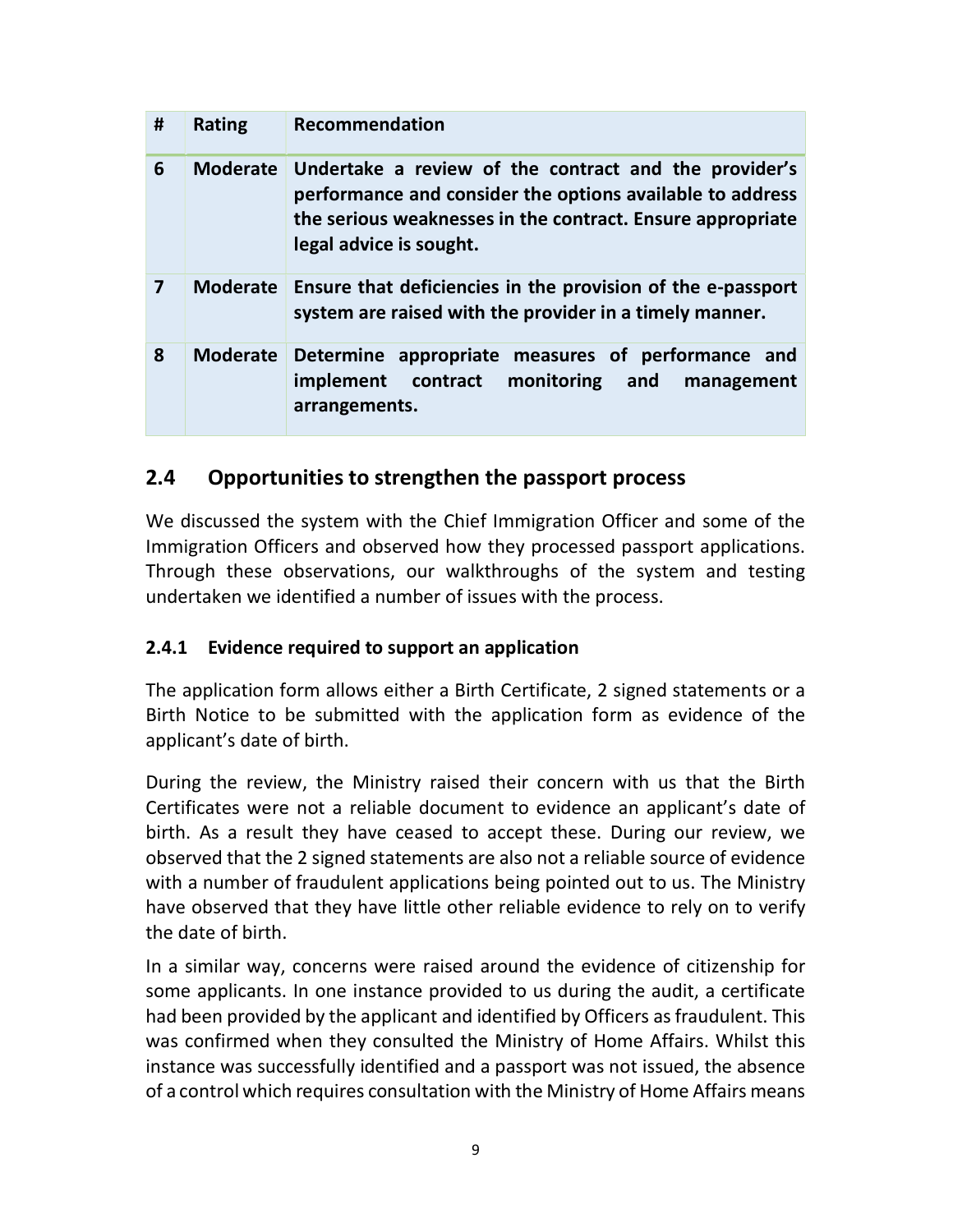| # | Rating | Recommendation |
|---|---|---|
| 6 | Moderate | **Undertake a review of the contract and the provider's performance and consider the options available to address the serious weaknesses in the contract. Ensure appropriate legal advice is sought.** |
| 7 | Moderate | **Ensure that deficiencies in the provision of the e-passport system are raised with the provider in a timely manner.** |
| 8 | Moderate | **Determine appropriate measures of performance and implement contract monitoring and management arrangements.** |

## 2.4 Opportunities to strengthen the passport process

We discussed the system with the Chief Immigration Officer and some of the Immigration Officers and observed how they processed passport applications. Through these observations, our walkthroughs of the system and testing undertaken we identified a number of issues with the process.

### 2.4.1 Evidence required to support an application

The application form allows either a Birth Certificate, 2 signed statements or a Birth Notice to be submitted with the application form as evidence of the applicant's date of birth.

During the review, the Ministry raised their concern with us that the Birth Certificates were not a reliable document to evidence an applicant's date of birth. As a result they have ceased to accept these. During our review, we observed that the 2 signed statements are also not a reliable source of evidence with a number of fraudulent applications being pointed out to us. The Ministry have observed that they have little other reliable evidence to rely on to verify the date of birth.

In a similar way, concerns were raised around the evidence of citizenship for some applicants. In one instance provided to us during the audit, a certificate had been provided by the applicant and identified by Officers as fraudulent. This was confirmed when they consulted the Ministry of Home Affairs. Whilst this instance was successfully identified and a passport was not issued, the absence of a control which requires consultation with the Ministry of Home Affairs means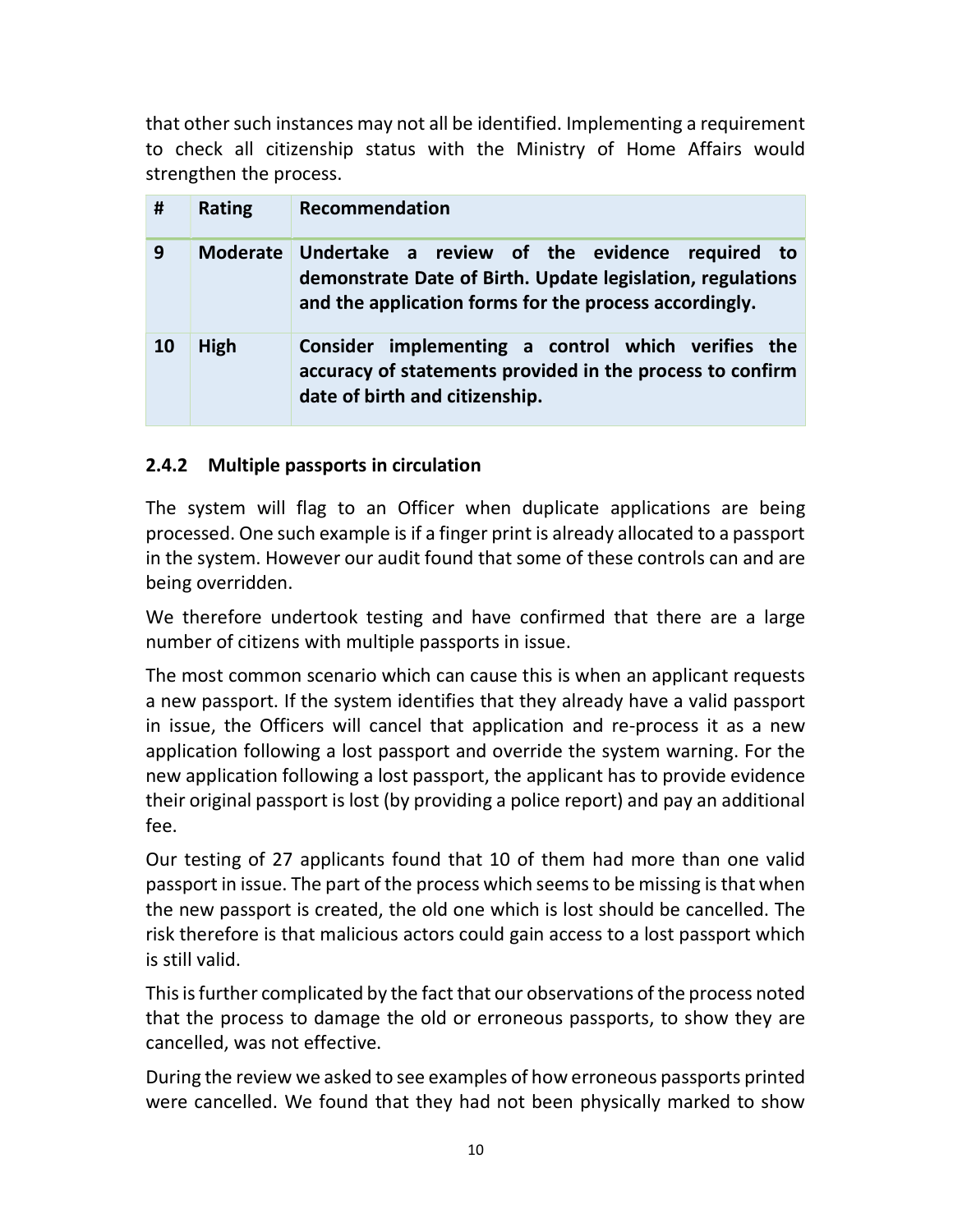that other such instances may not all be identified. Implementing a requirement to check all citizenship status with the Ministry of Home Affairs would strengthen the process.

| # | Rating | Recommendation |
|---|---|---|
| **9** | **Moderate** | **Undertake a review of the evidence required to demonstrate Date of Birth. Update legislation, regulations and the application forms for the process accordingly.** |
| **10** | **High** | **Consider implementing a control which verifies the accuracy of statements provided in the process to confirm date of birth and citizenship.** |

### 2.4.2 Multiple passports in circulation

The system will flag to an Officer when duplicate applications are being processed. One such example is if a finger print is already allocated to a passport in the system. However our audit found that some of these controls can and are being overridden.

We therefore undertook testing and have confirmed that there are a large number of citizens with multiple passports in issue.

The most common scenario which can cause this is when an applicant requests a new passport. If the system identifies that they already have a valid passport in issue, the Officers will cancel that application and re-process it as a new application following a lost passport and override the system warning. For the new application following a lost passport, the applicant has to provide evidence their original passport is lost (by providing a police report) and pay an additional fee.

Our testing of 27 applicants found that 10 of them had more than one valid passport in issue. The part of the process which seems to be missing is that when the new passport is created, the old one which is lost should be cancelled. The risk therefore is that malicious actors could gain access to a lost passport which is still valid.

This is further complicated by the fact that our observations of the process noted that the process to damage the old or erroneous passports, to show they are cancelled, was not effective.

During the review we asked to see examples of how erroneous passports printed were cancelled. We found that they had not been physically marked to show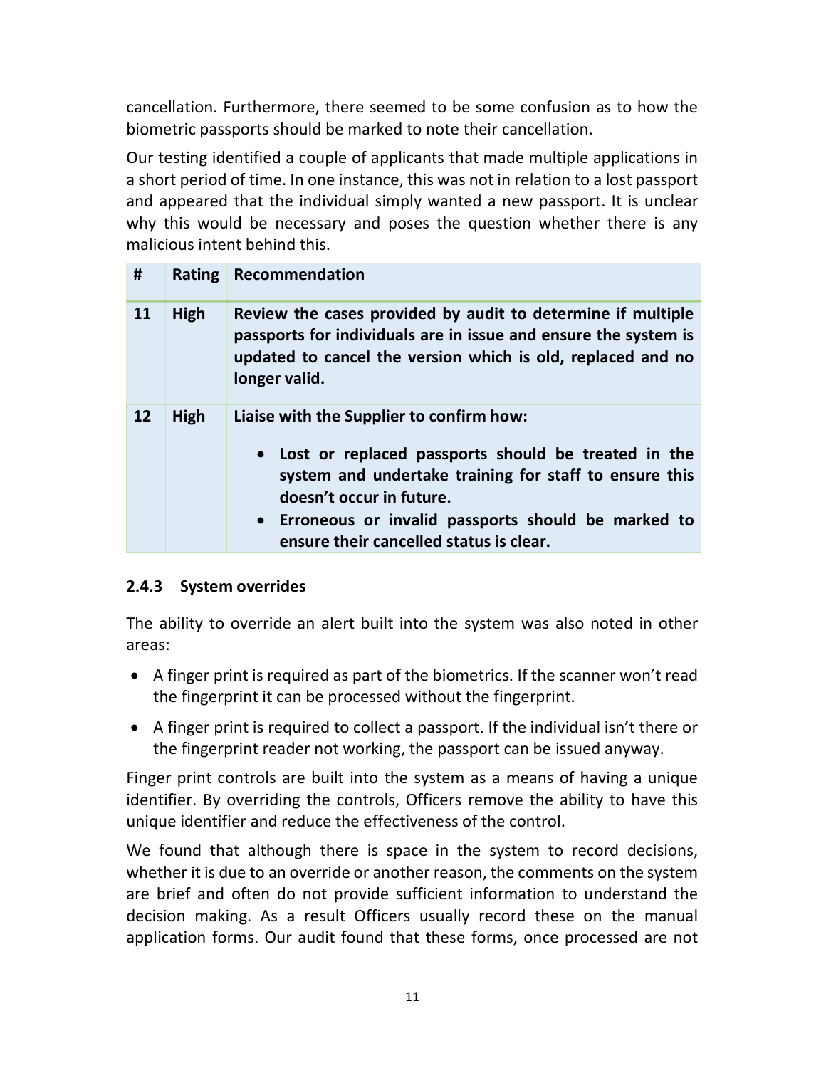cancellation. Furthermore, there seemed to be some confusion as to how the biometric passports should be marked to note their cancellation.

Our testing identified a couple of applicants that made multiple applications in a short period of time. In one instance, this was not in relation to a lost passport and appeared that the individual simply wanted a new passport. It is unclear why this would be necessary and poses the question whether there is any malicious intent behind this.

| # | Rating | Recommendation |
|---|---|---|
| **11** | **High** | **Review the cases provided by audit to determine if multiple passports for individuals are in issue and ensure the system is updated to cancel the version which is old, replaced and no longer valid.** |
| **12** | **High** | **Liaise with the Supplier to confirm how:**<br>• **Lost or replaced passports should be treated in the system and undertake training for staff to ensure this doesn't occur in future.**<br>• **Erroneous or invalid passports should be marked to ensure their cancelled status is clear.** |

### 2.4.3 System overrides

The ability to override an alert built into the system was also noted in other areas:

- A finger print is required as part of the biometrics. If the scanner won't read the fingerprint it can be processed without the fingerprint.
- A finger print is required to collect a passport. If the individual isn't there or the fingerprint reader not working, the passport can be issued anyway.

Finger print controls are built into the system as a means of having a unique identifier. By overriding the controls, Officers remove the ability to have this unique identifier and reduce the effectiveness of the control.

We found that although there is space in the system to record decisions, whether it is due to an override or another reason, the comments on the system are brief and often do not provide sufficient information to understand the decision making. As a result Officers usually record these on the manual application forms. Our audit found that these forms, once processed are not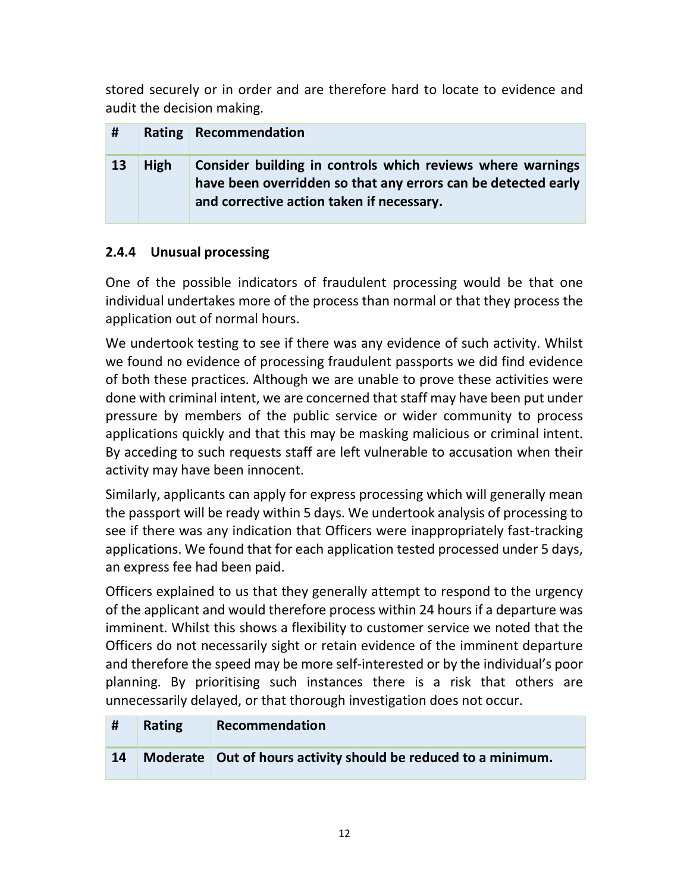stored securely or in order and are therefore hard to locate to evidence and audit the decision making.

| # | Rating | Recommendation |
|---|---|---|
| **13** | **High** | **Consider building in controls which reviews where warnings have been overridden so that any errors can be detected early and corrective action taken if necessary.** |

### 2.4.4 Unusual processing

One of the possible indicators of fraudulent processing would be that one individual undertakes more of the process than normal or that they process the application out of normal hours.

We undertook testing to see if there was any evidence of such activity. Whilst we found no evidence of processing fraudulent passports we did find evidence of both these practices. Although we are unable to prove these activities were done with criminal intent, we are concerned that staff may have been put under pressure by members of the public service or wider community to process applications quickly and that this may be masking malicious or criminal intent. By acceding to such requests staff are left vulnerable to accusation when their activity may have been innocent.

Similarly, applicants can apply for express processing which will generally mean the passport will be ready within 5 days. We undertook analysis of processing to see if there was any indication that Officers were inappropriately fast-tracking applications. We found that for each application tested processed under 5 days, an express fee had been paid.

Officers explained to us that they generally attempt to respond to the urgency of the applicant and would therefore process within 24 hours if a departure was imminent. Whilst this shows a flexibility to customer service we noted that the Officers do not necessarily sight or retain evidence of the imminent departure and therefore the speed may be more self-interested or by the individual's poor planning. By prioritising such instances there is a risk that others are unnecessarily delayed, or that thorough investigation does not occur.

| # | Rating | Recommendation |
|---|---|---|
| **14** | **Moderate** | **Out of hours activity should be reduced to a minimum.** |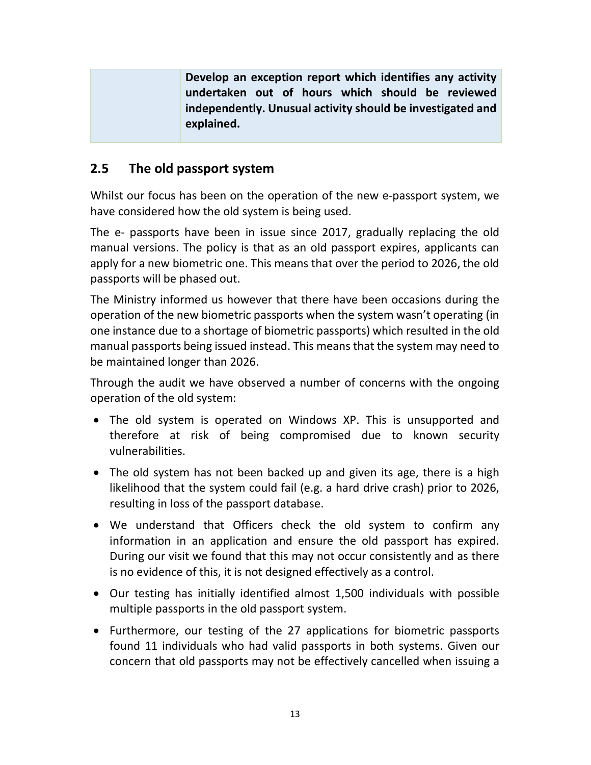| | | **Develop an exception report which identifies any activity undertaken out of hours which should be reviewed independently. Unusual activity should be investigated and explained.** |
|---|---|---|

## 2.5 The old passport system

Whilst our focus has been on the operation of the new e-passport system, we have considered how the old system is being used.

The e- passports have been in issue since 2017, gradually replacing the old manual versions. The policy is that as an old passport expires, applicants can apply for a new biometric one. This means that over the period to 2026, the old passports will be phased out.

The Ministry informed us however that there have been occasions during the operation of the new biometric passports when the system wasn't operating (in one instance due to a shortage of biometric passports) which resulted in the old manual passports being issued instead. This means that the system may need to be maintained longer than 2026.

Through the audit we have observed a number of concerns with the ongoing operation of the old system:

- The old system is operated on Windows XP. This is unsupported and therefore at risk of being compromised due to known security vulnerabilities.
- The old system has not been backed up and given its age, there is a high likelihood that the system could fail (e.g. a hard drive crash) prior to 2026, resulting in loss of the passport database.
- We understand that Officers check the old system to confirm any information in an application and ensure the old passport has expired. During our visit we found that this may not occur consistently and as there is no evidence of this, it is not designed effectively as a control.
- Our testing has initially identified almost 1,500 individuals with possible multiple passports in the old passport system.
- Furthermore, our testing of the 27 applications for biometric passports found 11 individuals who had valid passports in both systems. Given our concern that old passports may not be effectively cancelled when issuing a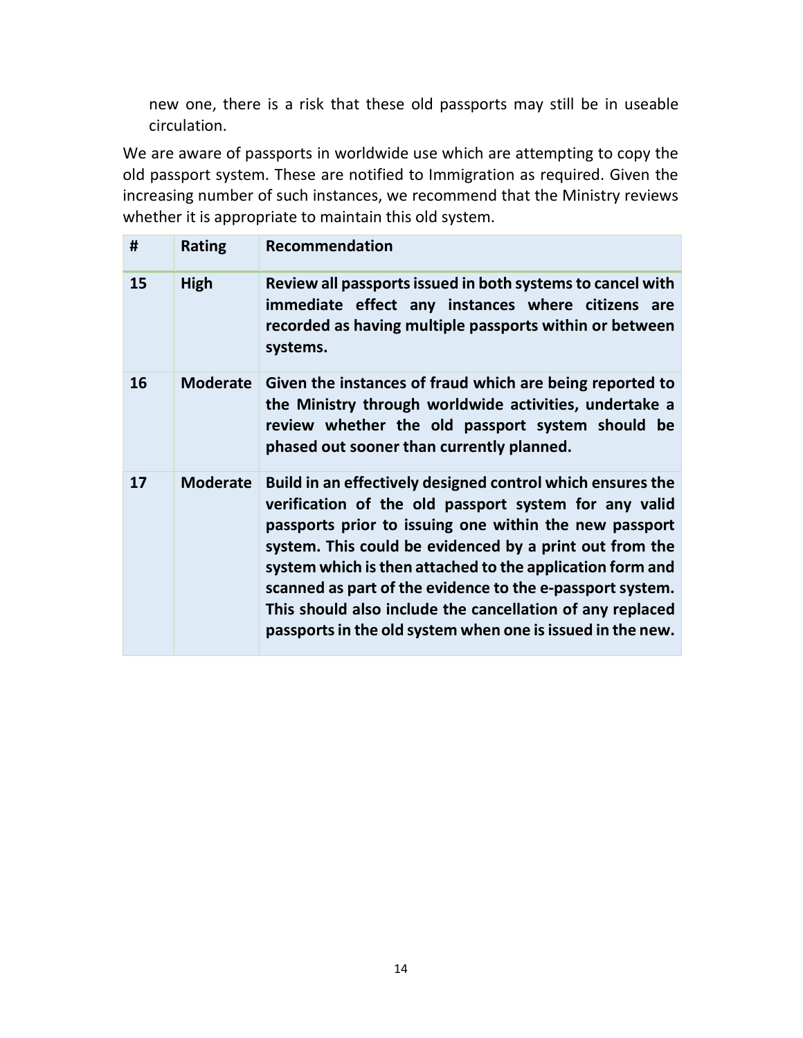new one, there is a risk that these old passports may still be in useable circulation.

We are aware of passports in worldwide use which are attempting to copy the old passport system. These are notified to Immigration as required. Given the increasing number of such instances, we recommend that the Ministry reviews whether it is appropriate to maintain this old system.

| # | Rating | Recommendation |
|---|---|---|
| **15** | **High** | **Review all passports issued in both systems to cancel with immediate effect any instances where citizens are recorded as having multiple passports within or between systems.** |
| **16** | **Moderate** | **Given the instances of fraud which are being reported to the Ministry through worldwide activities, undertake a review whether the old passport system should be phased out sooner than currently planned.** |
| **17** | **Moderate** | **Build in an effectively designed control which ensures the verification of the old passport system for any valid passports prior to issuing one within the new passport system. This could be evidenced by a print out from the system which is then attached to the application form and scanned as part of the evidence to the e-passport system. This should also include the cancellation of any replaced passports in the old system when one is issued in the new.** |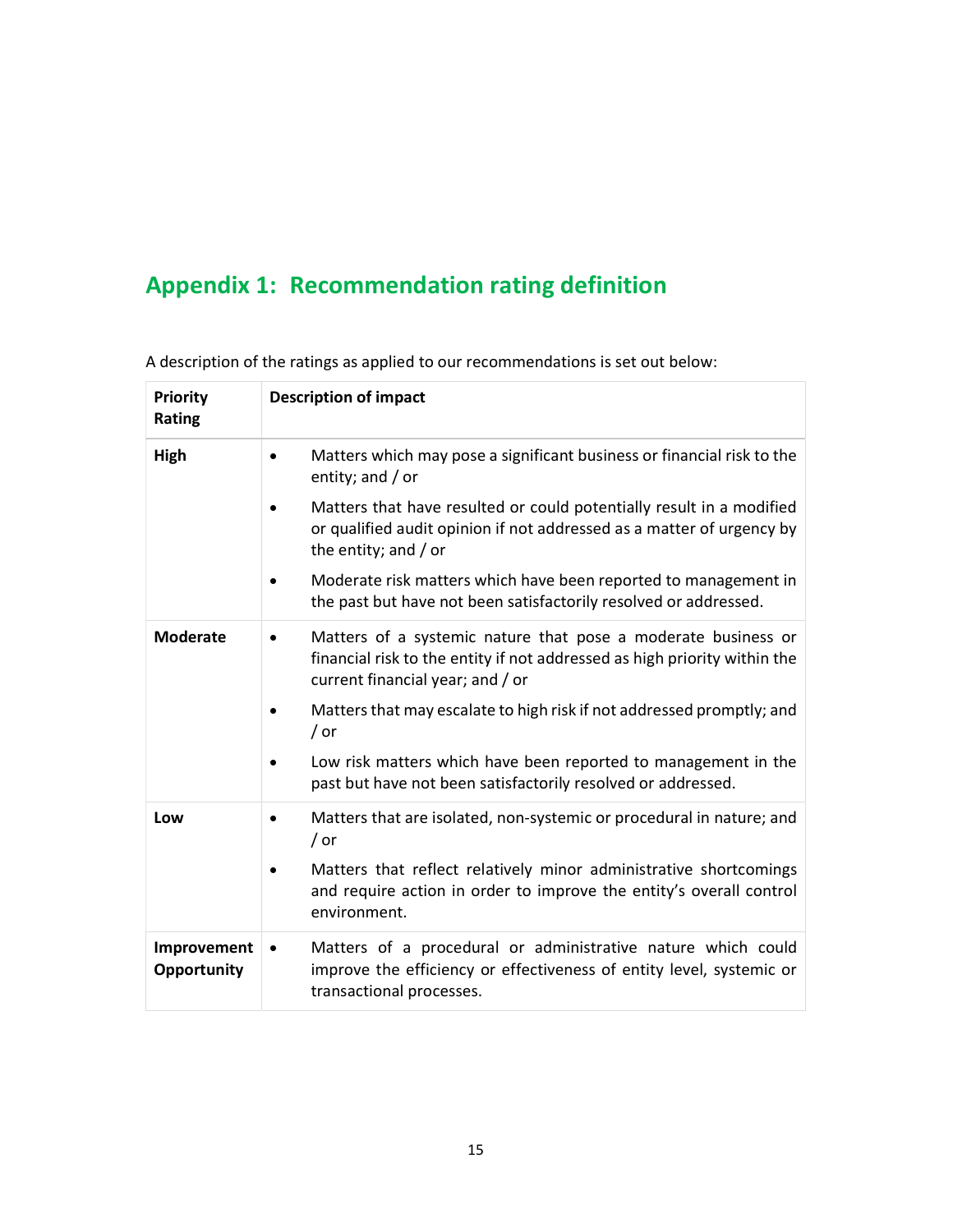# Appendix 1: Recommendation rating definition

A description of the ratings as applied to our recommendations is set out below:

| Priority Rating | Description of impact |
|---|---|
| **High** | • Matters which may pose a significant business or financial risk to the entity; and / or<br>• Matters that have resulted or could potentially result in a modified or qualified audit opinion if not addressed as a matter of urgency by the entity; and / or<br>• Moderate risk matters which have been reported to management in the past but have not been satisfactorily resolved or addressed. |
| **Moderate** | • Matters of a systemic nature that pose a moderate business or financial risk to the entity if not addressed as high priority within the current financial year; and / or<br>• Matters that may escalate to high risk if not addressed promptly; and / or<br>• Low risk matters which have been reported to management in the past but have not been satisfactorily resolved or addressed. |
| **Low** | • Matters that are isolated, non-systemic or procedural in nature; and / or<br>• Matters that reflect relatively minor administrative shortcomings and require action in order to improve the entity's overall control environment. |
| **Improvement Opportunity** | • Matters of a procedural or administrative nature which could improve the efficiency or effectiveness of entity level, systemic or transactional processes. |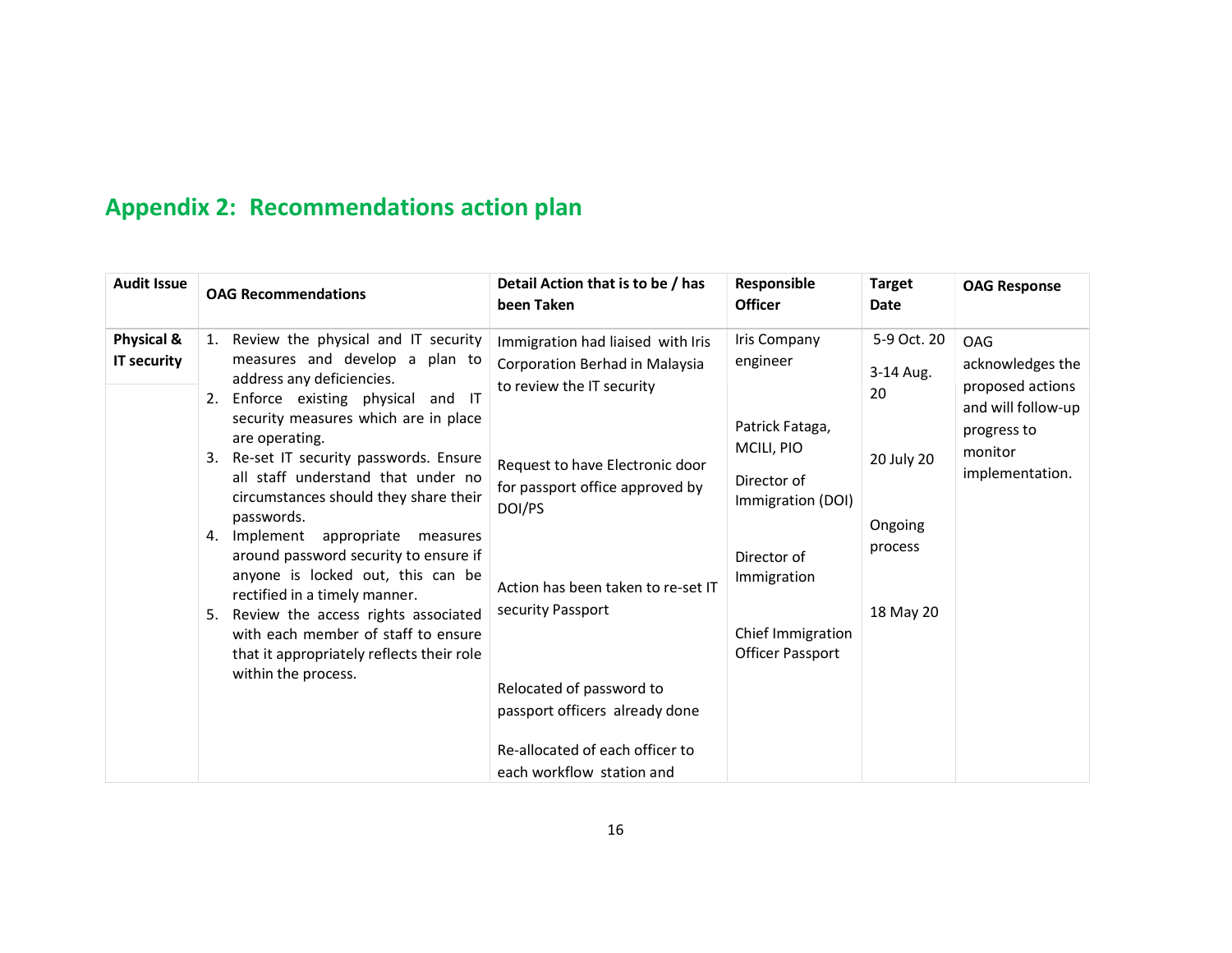## Appendix 2: Recommendations action plan

| Audit Issue | OAG Recommendations | Detail Action that is to be / has been Taken | Responsible Officer | Target Date | OAG Response |
|---|---|---|---|---|---|
| **Physical & IT security** | 1. Review the physical and IT security measures and develop a plan to address any deficiencies.<br>2. Enforce existing physical and IT security measures which are in place are operating.<br>3. Re-set IT security passwords. Ensure all staff understand that under no circumstances should they share their passwords.<br>4. Implement appropriate measures around password security to ensure if anyone is locked out, this can be rectified in a timely manner.<br>5. Review the access rights associated with each member of staff to ensure that it appropriately reflects their role within the process. | Immigration had liaised with Iris Corporation Berhad in Malaysia to review the IT security<br><br>Request to have Electronic door for passport office approved by DOI/PS<br><br>Action has been taken to re-set IT security Passport<br><br>Relocated of password to passport officers already done<br><br>Re-allocated of each officer to each workflow station and | Iris Company engineer<br><br>Patrick Fataga, MCILI, PIO<br><br>Director of Immigration (DOI)<br><br>Director of Immigration<br><br>Chief Immigration Officer Passport | 5-9 Oct. 20<br><br>3-14 Aug. 20<br><br>20 July 20<br><br>Ongoing process<br><br>18 May 20 | OAG acknowledges the proposed actions and will follow-up progress to monitor implementation. |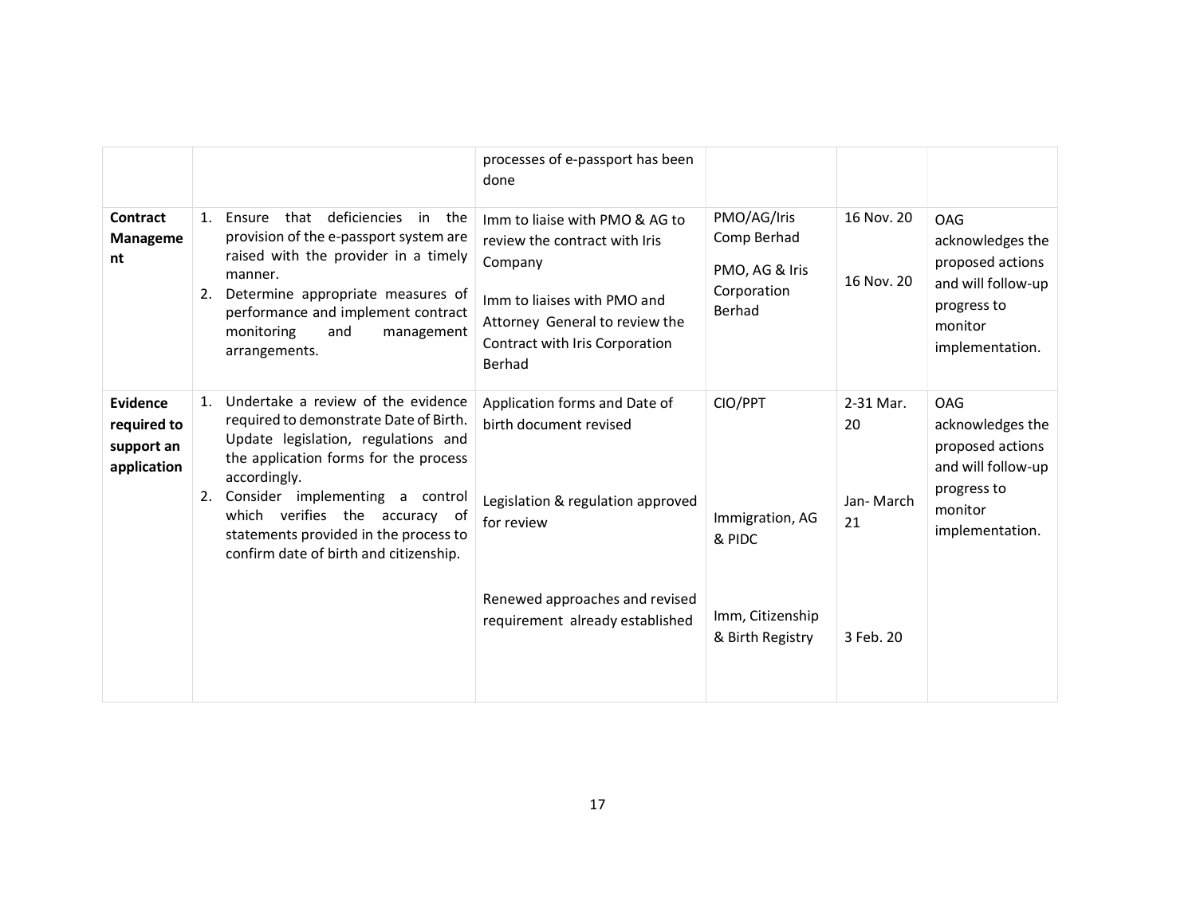| | | | | | |
|---|---|---|---|---|---|
| | | processes of e-passport has been done | | | |
| **Contract Management** | 1. Ensure that deficiencies in the provision of the e-passport system are raised with the provider in a timely manner.<br>2. Determine appropriate measures of performance and implement contract monitoring and management arrangements. | Imm to liaise with PMO & AG to review the contract with Iris Company<br><br>Imm to liaises with PMO and Attorney General to review the Contract with Iris Corporation Berhad | PMO/AG/Iris Comp Berhad<br><br>PMO, AG & Iris Corporation Berhad | 16 Nov. 20<br><br>16 Nov. 20 | OAG acknowledges the proposed actions and will follow-up progress to monitor implementation. |
| **Evidence required to support an application** | 1. Undertake a review of the evidence required to demonstrate Date of Birth. Update legislation, regulations and the application forms for the process accordingly.<br>2. Consider implementing a control which verifies the accuracy of statements provided in the process to confirm date of birth and citizenship. | Application forms and Date of birth document revised<br><br>Legislation & regulation approved for review<br><br>Renewed approaches and revised requirement already established | CIO/PPT<br><br>Immigration, AG & PIDC<br><br>Imm, Citizenship & Birth Registry | 2-31 Mar. 20<br><br>Jan- March 21<br><br>3 Feb. 20 | OAG acknowledges the proposed actions and will follow-up progress to monitor implementation. |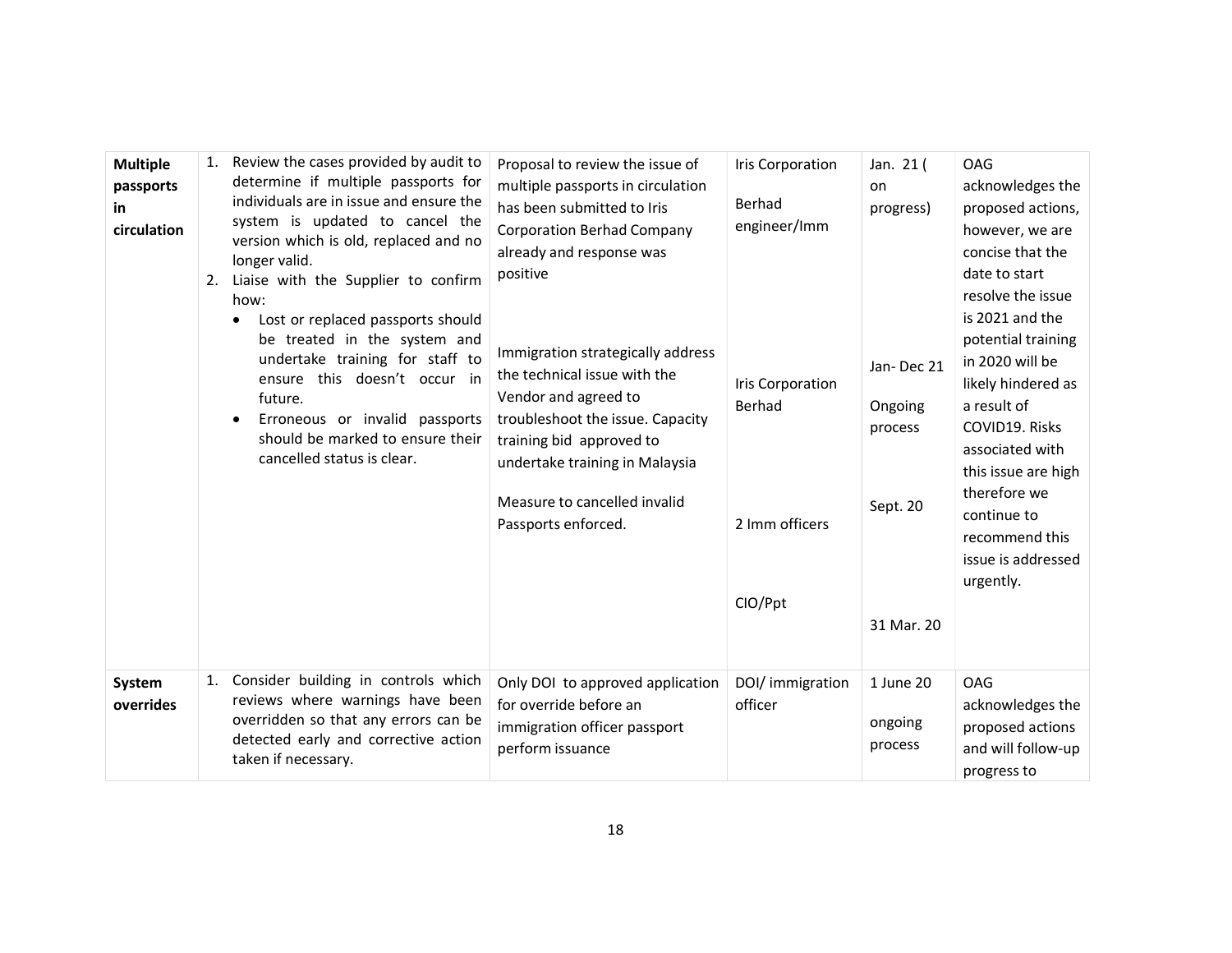| | | | | | |
|---|---|---|---|---|---|
| **Multiple passports in circulation** | 1. Review the cases provided by audit to determine if multiple passports for individuals are in issue and ensure the system is updated to cancel the version which is old, replaced and no longer valid.<br>2. Liaise with the Supplier to confirm how:<br>• Lost or replaced passports should be treated in the system and undertake training for staff to ensure this doesn't occur in future.<br>• Erroneous or invalid passports should be marked to ensure their cancelled status is clear. | Proposal to review the issue of multiple passports in circulation has been submitted to Iris Corporation Berhad Company already and response was positive<br><br>Immigration strategically address the technical issue with the Vendor and agreed to troubleshoot the issue. Capacity training bid approved to undertake training in Malaysia<br><br>Measure to cancelled invalid Passports enforced. | Iris Corporation Berhad engineer/Imm<br><br>Iris Corporation Berhad<br><br>2 Imm officers<br><br>CIO/Ppt | Jan. 21 ( on progress)<br><br>Jan- Dec 21<br><br>Ongoing process<br><br>Sept. 20<br><br>31 Mar. 20 | OAG acknowledges the proposed actions, however, we are concise that the date to start resolve the issue is 2021 and the potential training in 2020 will be likely hindered as a result of COVID19. Risks associated with this issue are high therefore we continue to recommend this issue is addressed urgently. |
| **System overrides** | 1. Consider building in controls which reviews where warnings have been overridden so that any errors can be detected early and corrective action taken if necessary. | Only DOI to approved application for override before an immigration officer passport perform issuance | DOI/ immigration officer | 1 June 20<br><br>ongoing process | OAG acknowledges the proposed actions and will follow-up progress to |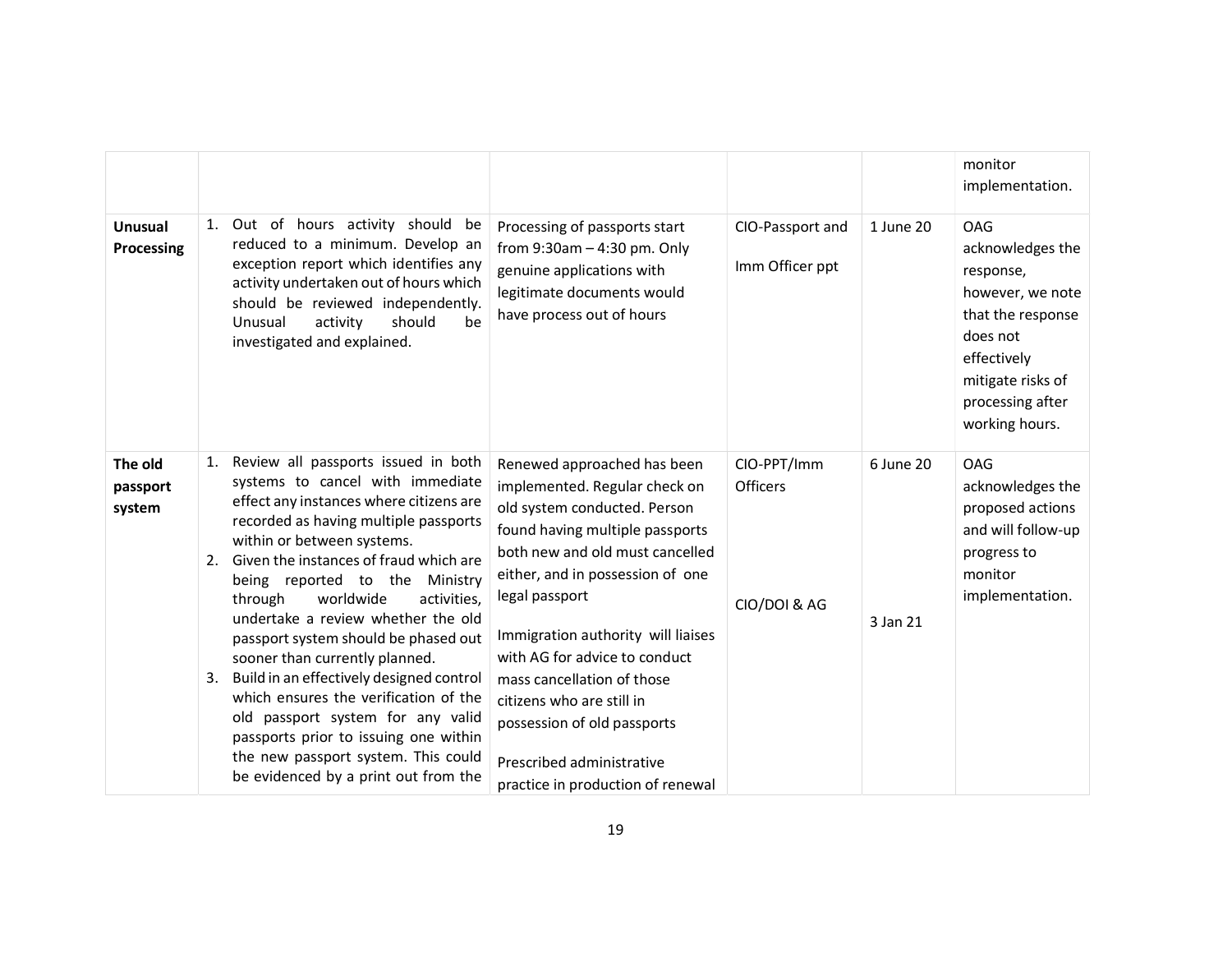| | | | | | |
|---|---|---|---|---|---|
| | | | | | monitor implementation. |
| **Unusual Processing** | 1. Out of hours activity should be reduced to a minimum. Develop an exception report which identifies any activity undertaken out of hours which should be reviewed independently. Unusual activity should be investigated and explained. | Processing of passports start from 9:30am – 4:30 pm. Only genuine applications with legitimate documents would have process out of hours | CIO-Passport and Imm Officer ppt | 1 June 20 | OAG acknowledges the response, however, we note that the response does not effectively mitigate risks of processing after working hours. |
| **The old passport system** | 1. Review all passports issued in both systems to cancel with immediate effect any instances where citizens are recorded as having multiple passports within or between systems.<br>2. Given the instances of fraud which are being reported to the Ministry through worldwide activities, undertake a review whether the old passport system should be phased out sooner than currently planned.<br>3. Build in an effectively designed control which ensures the verification of the old passport system for any valid passports prior to issuing one within the new passport system. This could be evidenced by a print out from the | Renewed approached has been implemented. Regular check on old system conducted. Person found having multiple passports both new and old must cancelled either, and in possession of one legal passport<br><br>Immigration authority will liaises with AG for advice to conduct mass cancellation of those citizens who are still in possession of old passports<br><br>Prescribed administrative practice in production of renewal | CIO-PPT/Imm Officers<br><br>CIO/DOI & AG | 6 June 20<br><br>3 Jan 21 | OAG acknowledges the proposed actions and will follow-up progress to monitor implementation. |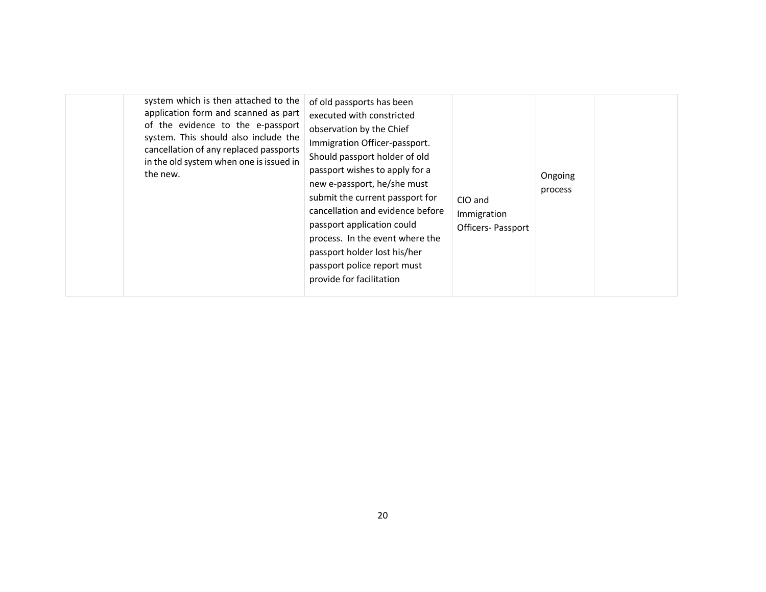| | | | | | |
|---|---|---|---|---|---|
| | system which is then attached to the application form and scanned as part of the evidence to the e-passport system. This should also include the cancellation of any replaced passports in the old system when one is issued in the new. | of old passports has been executed with constricted observation by the Chief Immigration Officer-passport. Should passport holder of old passport wishes to apply for a new e-passport, he/she must submit the current passport for cancellation and evidence before passport application could process. In the event where the passport holder lost his/her passport police report must provide for facilitation | CIO and Immigration Officers- Passport | Ongoing process | |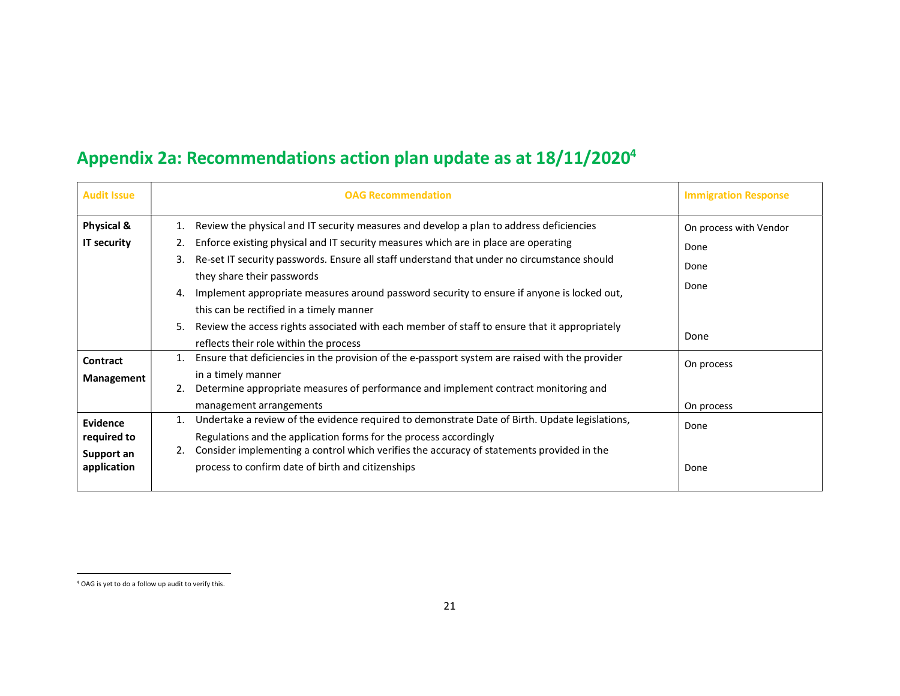## Appendix 2a: Recommendations action plan update as at 18/11/2020[4]

| Audit Issue | OAG Recommendation | Immigration Response |
|---|---|---|
| **Physical & IT security** | 1. Review the physical and IT security measures and develop a plan to address deficiencies | On process with Vendor |
| | 2. Enforce existing physical and IT security measures which are in place are operating | Done |
| | 3. Re-set IT security passwords. Ensure all staff understand that under no circumstance should they share their passwords | Done |
| | 4. Implement appropriate measures around password security to ensure if anyone is locked out, this can be rectified in a timely manner | Done |
| | 5. Review the access rights associated with each member of staff to ensure that it appropriately reflects their role within the process | Done |
| **Contract Management** | 1. Ensure that deficiencies in the provision of the e-passport system are raised with the provider in a timely manner | On process |
| | 2. Determine appropriate measures of performance and implement contract monitoring and management arrangements | On process |
| **Evidence required to Support an application** | 1. Undertake a review of the evidence required to demonstrate Date of Birth. Update legislations, Regulations and the application forms for the process accordingly | Done |
| | 2. Consider implementing a control which verifies the accuracy of statements provided in the process to confirm date of birth and citizenships | Done |

[4] OAG is yet to do a follow up audit to verify this.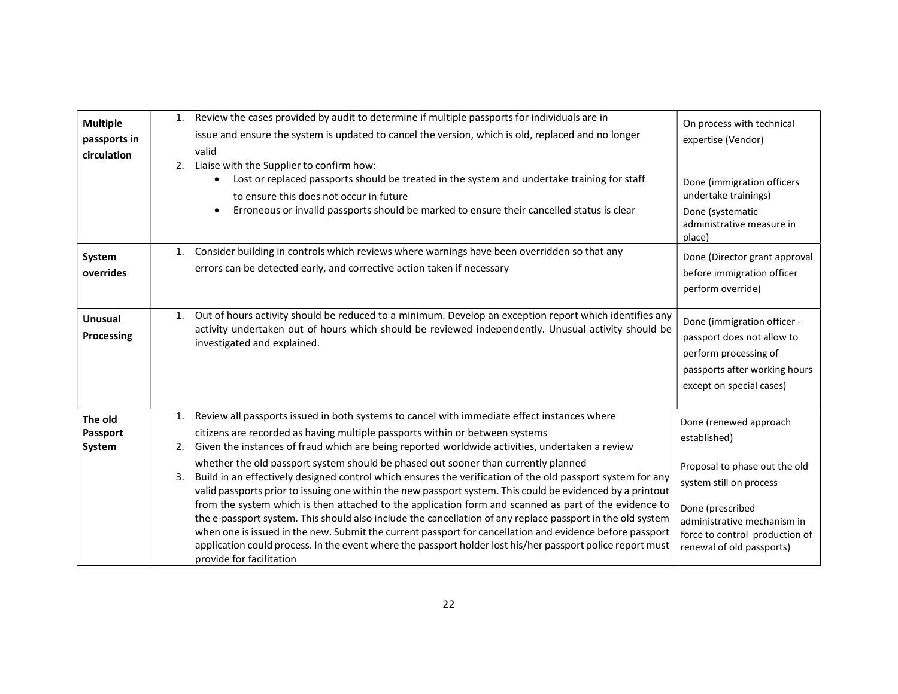| | | |
|---|---|---|
| **Multiple passports in circulation** | 1. Review the cases provided by audit to determine if multiple passports for individuals are in issue and ensure the system is updated to cancel the version, which is old, replaced and no longer valid<br>2. Liaise with the Supplier to confirm how:<br>• Lost or replaced passports should be treated in the system and undertake training for staff to ensure this does not occur in future<br>• Erroneous or invalid passports should be marked to ensure their cancelled status is clear | On process with technical expertise (Vendor)<br><br>Done (immigration officers undertake trainings)<br>Done (systematic administrative measure in place) |
| **System overrides** | 1. Consider building in controls which reviews where warnings have been overridden so that any errors can be detected early, and corrective action taken if necessary | Done (Director grant approval before immigration officer perform override) |
| **Unusual Processing** | 1. Out of hours activity should be reduced to a minimum. Develop an exception report which identifies any activity undertaken out of hours which should be reviewed independently. Unusual activity should be investigated and explained. | Done (immigration officer - passport does not allow to perform processing of passports after working hours except on special cases) |
| **The old Passport System** | 1. Review all passports issued in both systems to cancel with immediate effect instances where citizens are recorded as having multiple passports within or between systems<br>2. Given the instances of fraud which are being reported worldwide activities, undertaken a review whether the old passport system should be phased out sooner than currently planned<br>3. Build in an effectively designed control which ensures the verification of the old passport system for any valid passports prior to issuing one within the new passport system. This could be evidenced by a printout from the system which is then attached to the application form and scanned as part of the evidence to the e-passport system. This should also include the cancellation of any replace passport in the old system when one is issued in the new. Submit the current passport for cancellation and evidence before passport application could process. In the event where the passport holder lost his/her passport police report must provide for facilitation | Done (renewed approach established)<br><br>Proposal to phase out the old system still on process<br><br>Done (prescribed administrative mechanism in force to control production of renewal of old passports) |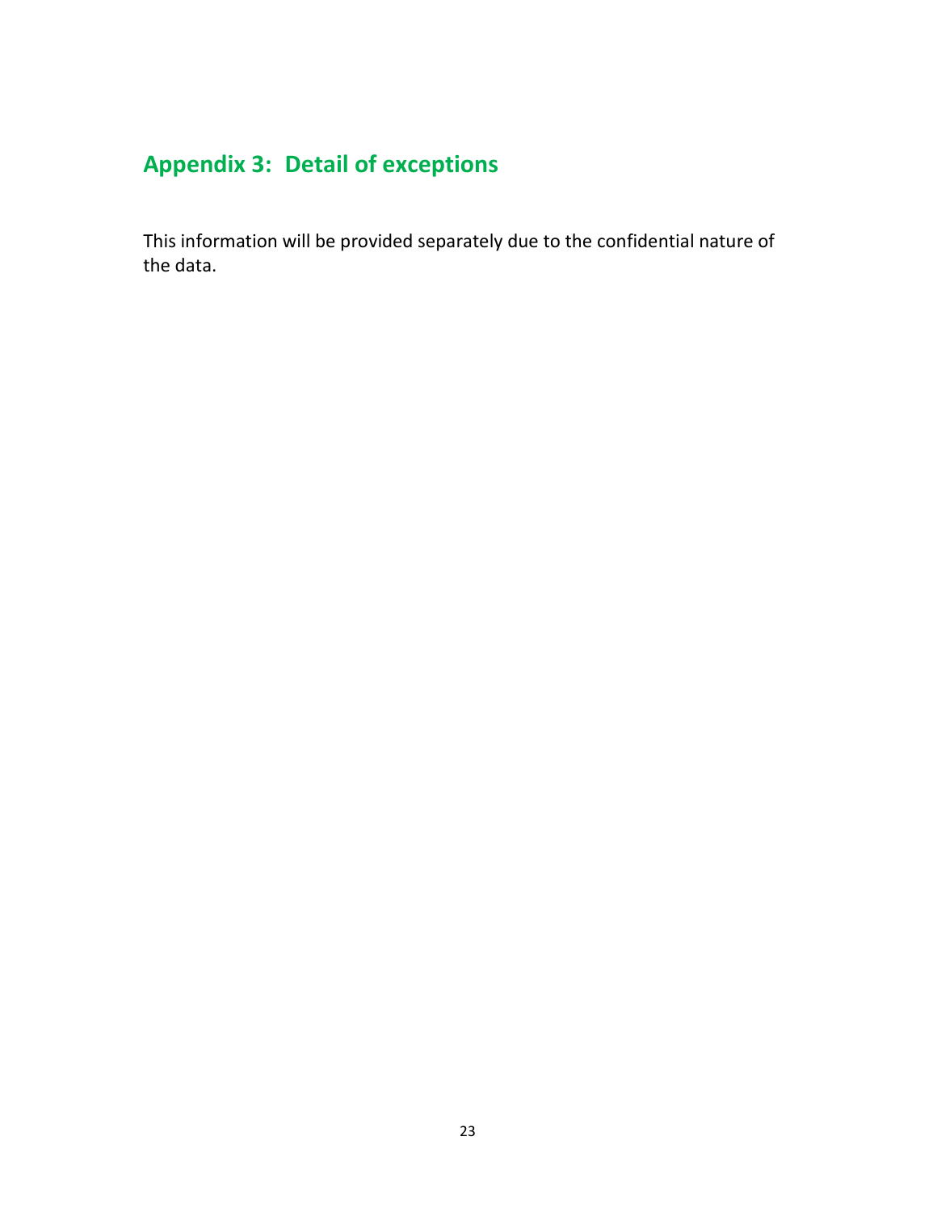## Appendix 3: Detail of exceptions

This information will be provided separately due to the confidential nature of the data.